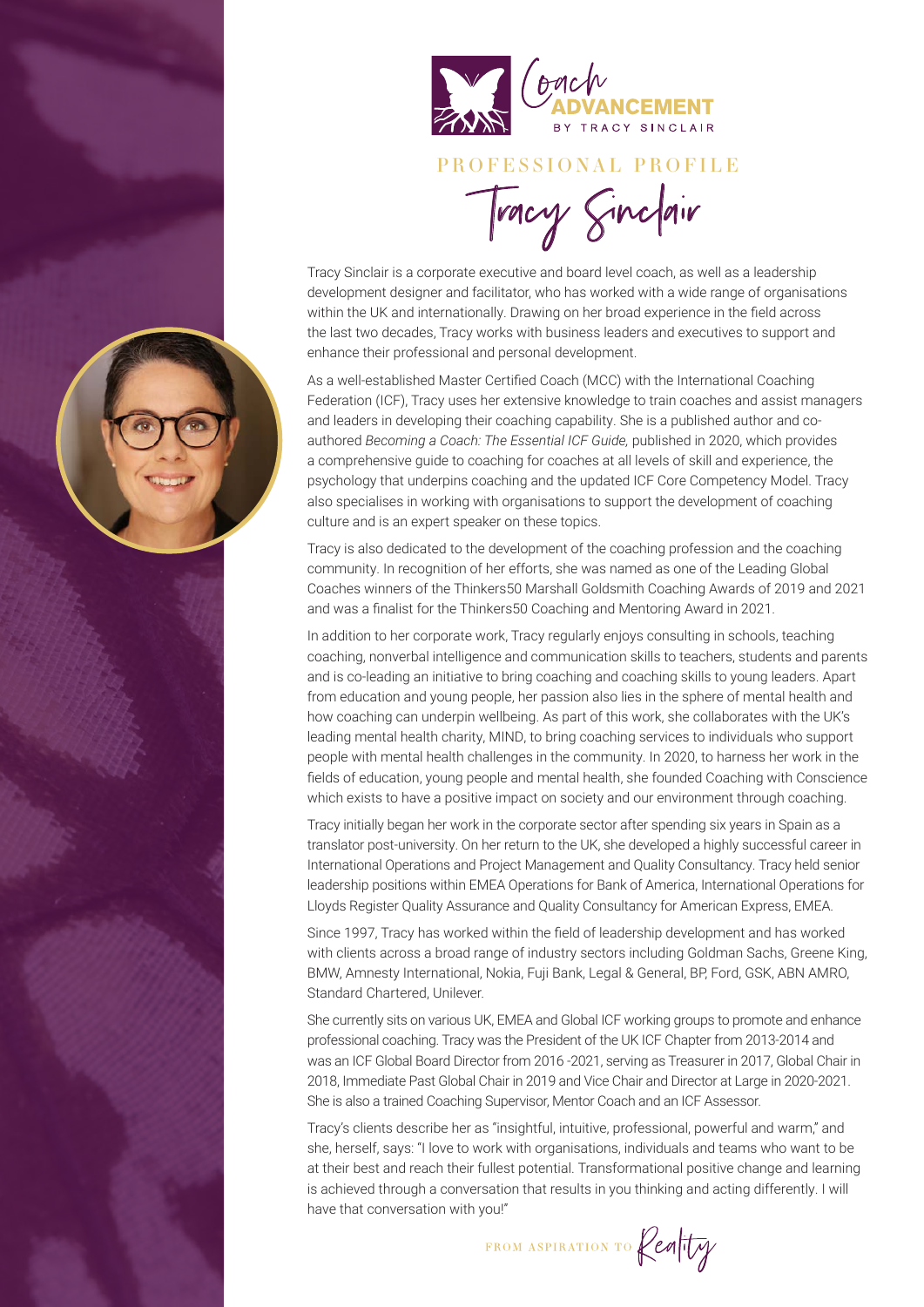Coach ADVANCEMENT BY TRACY SINCLAIR

# PROFESSIONAL PROFILE

## Tracy Sinclair

Tracy Sinclair is a corporate executive and board level coach, as well as a leadership development designer and facilitator, who has worked with a wide range of organisations within the UK and internationally. Drawing on her broad experience in the field across the last two decades, Tracy works with business leaders and executives to support and enhance their professional and personal development.

As a well-established Master Certified Coach (MCC) with the International Coaching Federation (ICF), Tracy uses her extensive knowledge to train coaches and assist managers and leaders in developing their coaching capability. She is a published author and co-authored *Becoming a Coach: The Essential ICF Guide,* published in 2020, which provides a comprehensive guide to coaching for coaches at all levels of skill and experience, the psychology that underpins coaching and the updated ICF Core Competency Model. Tracy also specialises in working with organisations to support the development of coaching culture and is an expert speaker on these topics.

Tracy is also dedicated to the development of the coaching profession and the coaching community. In recognition of her efforts, she was named as one of the Leading Global Coaches winners of the Thinkers50 Marshall Goldsmith Coaching Awards of 2019 and 2021 and was a finalist for the Thinkers50 Coaching and Mentoring Award in 2021.

In addition to her corporate work, Tracy regularly enjoys consulting in schools, teaching coaching, nonverbal intelligence and communication skills to teachers, students and parents and is co-leading an initiative to bring coaching and coaching skills to young leaders. Apart from education and young people, her passion also lies in the sphere of mental health and how coaching can underpin wellbeing. As part of this work, she collaborates with the UK's leading mental health charity, MIND, to bring coaching services to individuals who support people with mental health challenges in the community. In 2020, to harness her work in the fields of education, young people and mental health, she founded Coaching with Conscience which exists to have a positive impact on society and our environment through coaching.

Tracy initially began her work in the corporate sector after spending six years in Spain as a translator post-university. On her return to the UK, she developed a highly successful career in International Operations and Project Management and Quality Consultancy. Tracy held senior leadership positions within EMEA Operations for Bank of America, International Operations for Lloyds Register Quality Assurance and Quality Consultancy for American Express, EMEA.

Since 1997, Tracy has worked within the field of leadership development and has worked with clients across a broad range of industry sectors including Goldman Sachs, Greene King, BMW, Amnesty International, Nokia, Fuji Bank, Legal & General, BP, Ford, GSK, ABN AMRO, Standard Chartered, Unilever.

She currently sits on various UK, EMEA and Global ICF working groups to promote and enhance professional coaching. Tracy was the President of the UK ICF Chapter from 2013-2014 and was an ICF Global Board Director from 2016 -2021, serving as Treasurer in 2017, Global Chair in 2018, Immediate Past Global Chair in 2019 and Vice Chair and Director at Large in 2020-2021. She is also a trained Coaching Supervisor, Mentor Coach and an ICF Assessor.

Tracy's clients describe her as "insightful, intuitive, professional, powerful and warm," and she, herself, says: "I love to work with organisations, individuals and teams who want to be at their best and reach their fullest potential. Transformational positive change and learning is achieved through a conversation that results in you thinking and acting differently. I will have that conversation with you!"

FROM ASPIRATION TO Reality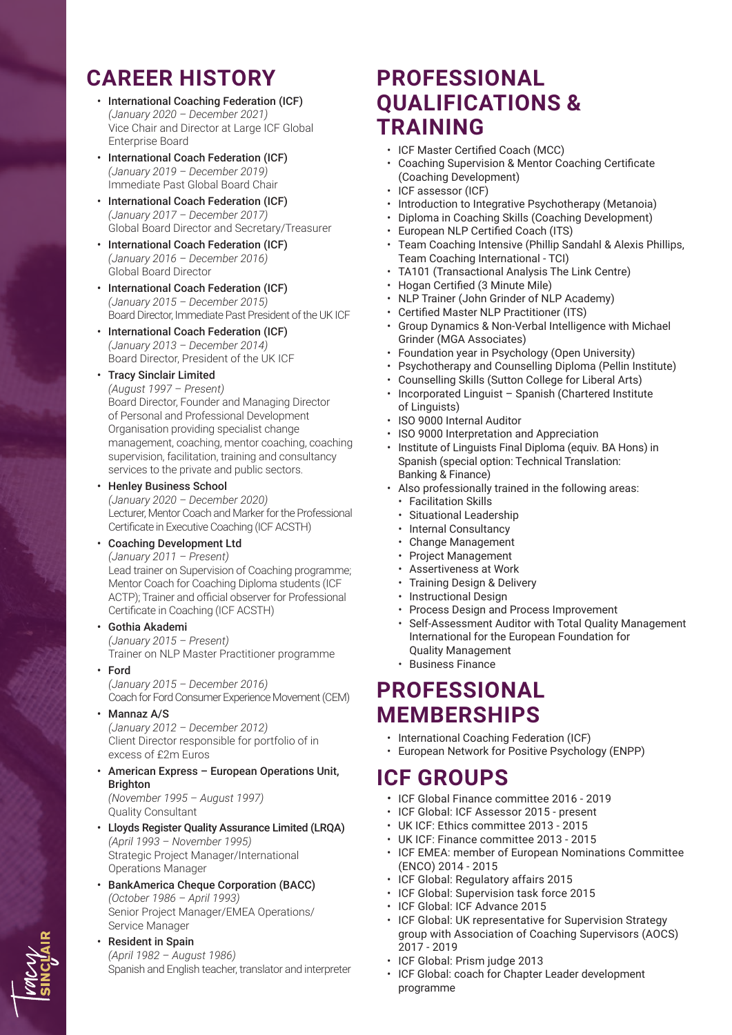## CAREER HISTORY

- **International Coaching Federation (ICF)**
  *(January 2020 – December 2021)*
  Vice Chair and Director at Large ICF Global Enterprise Board
- **International Coach Federation (ICF)**
  *(January 2019 – December 2019)*
  Immediate Past Global Board Chair
- **International Coach Federation (ICF)**
  *(January 2017 – December 2017)*
  Global Board Director and Secretary/Treasurer
- **International Coach Federation (ICF)**
  *(January 2016 – December 2016)*
  Global Board Director
- **International Coach Federation (ICF)**
  *(January 2015 – December 2015)*
  Board Director, Immediate Past President of the UK ICF
- **International Coach Federation (ICF)**
  *(January 2013 – December 2014)*
  Board Director, President of the UK ICF
- **Tracy Sinclair Limited**
  *(August 1997 – Present)*
  Board Director, Founder and Managing Director of Personal and Professional Development Organisation providing specialist change management, coaching, mentor coaching, coaching supervision, facilitation, training and consultancy services to the private and public sectors.
- **Henley Business School**
  *(January 2020 – December 2020)*
  Lecturer, Mentor Coach and Marker for the Professional Certificate in Executive Coaching (ICF ACSTH)
- **Coaching Development Ltd**
  *(January 2011 – Present)*
  Lead trainer on Supervision of Coaching programme; Mentor Coach for Coaching Diploma students (ICF ACTP); Trainer and official observer for Professional Certificate in Coaching (ICF ACSTH)
- **Gothia Akademi**
  *(January 2015 – Present)*
  Trainer on NLP Master Practitioner programme
- **Ford**
  *(January 2015 – December 2016)*
  Coach for Ford Consumer Experience Movement (CEM)
- **Mannaz A/S**
  *(January 2012 – December 2012)*
  Client Director responsible for portfolio of in excess of £2m Euros
- **American Express – European Operations Unit, Brighton**
  *(November 1995 – August 1997)*
  Quality Consultant
- **Lloyds Register Quality Assurance Limited (LRQA)**
  *(April 1993 – November 1995)*
  Strategic Project Manager/International Operations Manager
- **BankAmerica Cheque Corporation (BACC)**
  *(October 1986 – April 1993)*
  Senior Project Manager/EMEA Operations/Service Manager
- **Resident in Spain**
  *(April 1982 – August 1986)*
  Spanish and English teacher, translator and interpreter

## PROFESSIONAL QUALIFICATIONS & TRAINING

- ICF Master Certified Coach (MCC)
- Coaching Supervision & Mentor Coaching Certificate (Coaching Development)
- ICF assessor (ICF)
- Introduction to Integrative Psychotherapy (Metanoia)
- Diploma in Coaching Skills (Coaching Development)
- European NLP Certified Coach (ITS)
- Team Coaching Intensive (Phillip Sandahl & Alexis Phillips, Team Coaching International - TCI)
- TA101 (Transactional Analysis The Link Centre)
- Hogan Certified (3 Minute Mile)
- NLP Trainer (John Grinder of NLP Academy)
- Certified Master NLP Practitioner (ITS)
- Group Dynamics & Non-Verbal Intelligence with Michael Grinder (MGA Associates)
- Foundation year in Psychology (Open University)
- Psychotherapy and Counselling Diploma (Pellin Institute)
- Counselling Skills (Sutton College for Liberal Arts)
- Incorporated Linguist – Spanish (Chartered Institute of Linguists)
- ISO 9000 Internal Auditor
- ISO 9000 Interpretation and Appreciation
- Institute of Linguists Final Diploma (equiv. BA Hons) in Spanish (special option: Technical Translation: Banking & Finance)
- Also professionally trained in the following areas:
  - Facilitation Skills
  - Situational Leadership
  - Internal Consultancy
  - Change Management
  - Project Management
  - Assertiveness at Work
  - Training Design & Delivery
  - Instructional Design
  - Process Design and Process Improvement
  - Self-Assessment Auditor with Total Quality Management International for the European Foundation for Quality Management
  - Business Finance

## PROFESSIONAL MEMBERSHIPS

- International Coaching Federation (ICF)
- European Network for Positive Psychology (ENPP)

## ICF GROUPS

- ICF Global Finance committee 2016 - 2019
- ICF Global: ICF Assessor 2015 - present
- UK ICF: Ethics committee 2013 - 2015
- UK ICF: Finance committee 2013 - 2015
- ICF EMEA: member of European Nominations Committee (ENCO) 2014 - 2015
- ICF Global: Regulatory affairs 2015
- ICF Global: Supervision task force 2015
- ICF Global: ICF Advance 2015
- ICF Global: UK representative for Supervision Strategy group with Association of Coaching Supervisors (AOCS) 2017 - 2019
- ICF Global: Prism judge 2013
- ICF Global: coach for Chapter Leader development programme